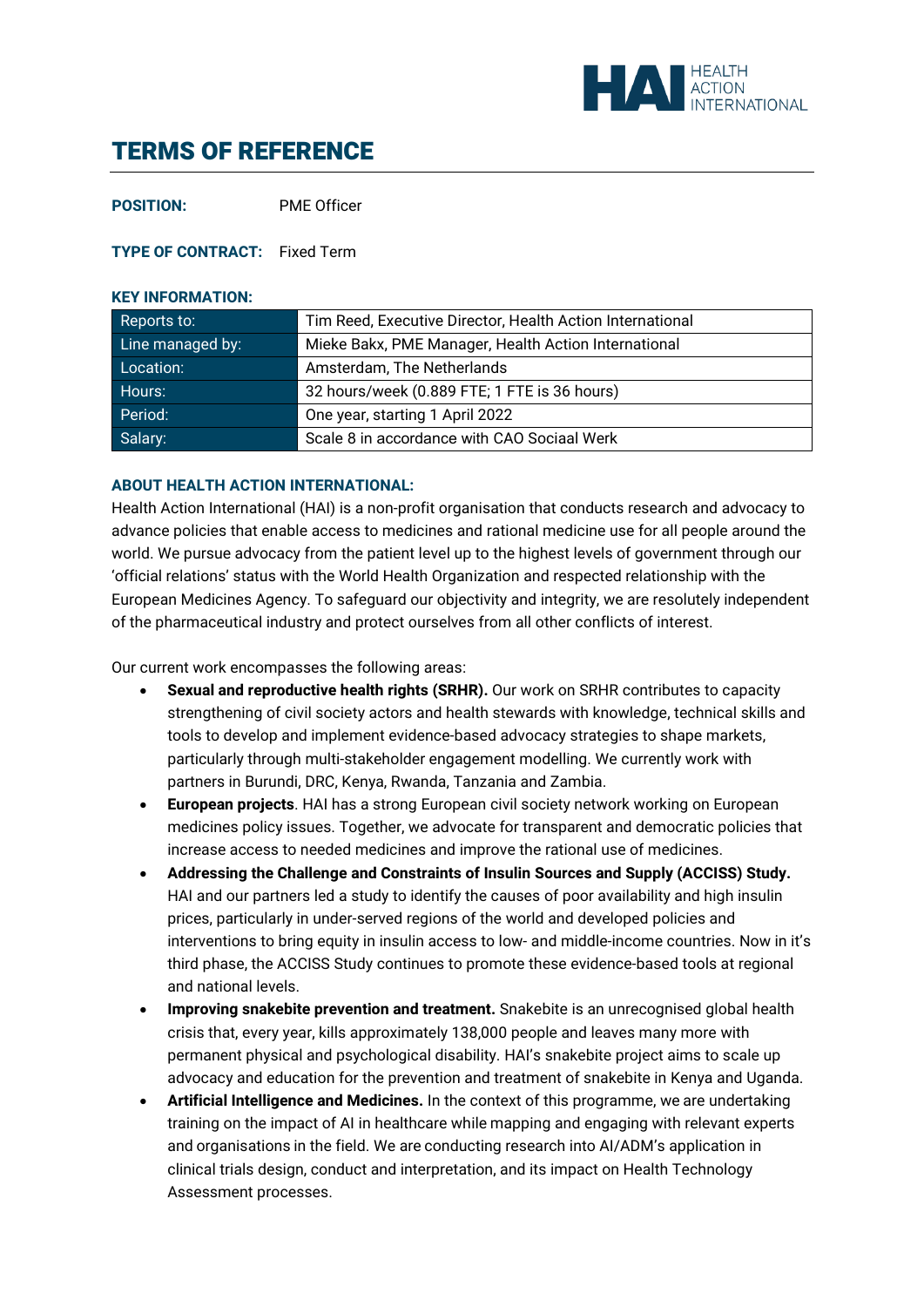HEALTH ACTION INTERNATIONAL

# TERMS OF REFERENCE

**POSITION:** PME Officer

**TYPE OF CONTRACT:** Fixed Term

**KEY INFORMATION:**

| | |
|---|---|
| Reports to: | Tim Reed, Executive Director, Health Action International |
| Line managed by: | Mieke Bakx, PME Manager, Health Action International |
| Location: | Amsterdam, The Netherlands |
| Hours: | 32 hours/week (0.889 FTE; 1 FTE is 36 hours) |
| Period: | One year, starting 1 April 2022 |
| Salary: | Scale 8 in accordance with CAO Sociaal Werk |

**ABOUT HEALTH ACTION INTERNATIONAL:**

Health Action International (HAI) is a non-profit organisation that conducts research and advocacy to advance policies that enable access to medicines and rational medicine use for all people around the world. We pursue advocacy from the patient level up to the highest levels of government through our 'official relations' status with the World Health Organization and respected relationship with the European Medicines Agency. To safeguard our objectivity and integrity, we are resolutely independent of the pharmaceutical industry and protect ourselves from all other conflicts of interest.

Our current work encompasses the following areas:

- **Sexual and reproductive health rights (SRHR).** Our work on SRHR contributes to capacity strengthening of civil society actors and health stewards with knowledge, technical skills and tools to develop and implement evidence-based advocacy strategies to shape markets, particularly through multi-stakeholder engagement modelling. We currently work with partners in Burundi, DRC, Kenya, Rwanda, Tanzania and Zambia.
- **European projects**. HAI has a strong European civil society network working on European medicines policy issues. Together, we advocate for transparent and democratic policies that increase access to needed medicines and improve the rational use of medicines.
- **Addressing the Challenge and Constraints of Insulin Sources and Supply (ACCISS) Study.** HAI and our partners led a study to identify the causes of poor availability and high insulin prices, particularly in under-served regions of the world and developed policies and interventions to bring equity in insulin access to low- and middle-income countries. Now in it's third phase, the ACCISS Study continues to promote these evidence-based tools at regional and national levels.
- **Improving snakebite prevention and treatment.** Snakebite is an unrecognised global health crisis that, every year, kills approximately 138,000 people and leaves many more with permanent physical and psychological disability. HAI's snakebite project aims to scale up advocacy and education for the prevention and treatment of snakebite in Kenya and Uganda.
- **Artificial Intelligence and Medicines.** In the context of this programme, we are undertaking training on the impact of AI in healthcare while mapping and engaging with relevant experts and organisations in the field. We are conducting research into AI/ADM's application in clinical trials design, conduct and interpretation, and its impact on Health Technology Assessment processes.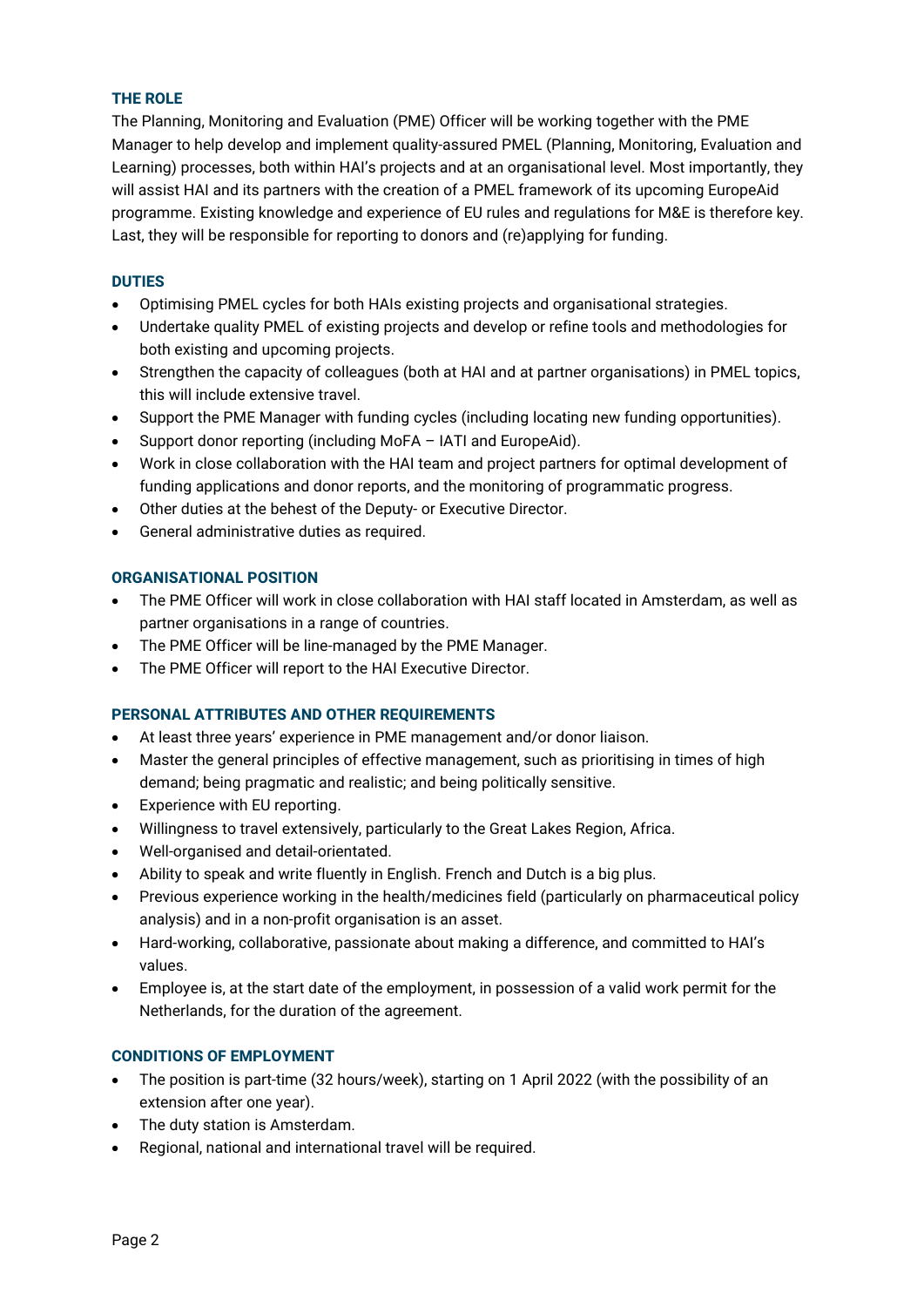## THE ROLE

The Planning, Monitoring and Evaluation (PME) Officer will be working together with the PME Manager to help develop and implement quality-assured PMEL (Planning, Monitoring, Evaluation and Learning) processes, both within HAI's projects and at an organisational level. Most importantly, they will assist HAI and its partners with the creation of a PMEL framework of its upcoming EuropeAid programme. Existing knowledge and experience of EU rules and regulations for M&E is therefore key. Last, they will be responsible for reporting to donors and (re)applying for funding.

## DUTIES

- Optimising PMEL cycles for both HAIs existing projects and organisational strategies.
- Undertake quality PMEL of existing projects and develop or refine tools and methodologies for both existing and upcoming projects.
- Strengthen the capacity of colleagues (both at HAI and at partner organisations) in PMEL topics, this will include extensive travel.
- Support the PME Manager with funding cycles (including locating new funding opportunities).
- Support donor reporting (including MoFA – IATI and EuropeAid).
- Work in close collaboration with the HAI team and project partners for optimal development of funding applications and donor reports, and the monitoring of programmatic progress.
- Other duties at the behest of the Deputy- or Executive Director.
- General administrative duties as required.

## ORGANISATIONAL POSITION

- The PME Officer will work in close collaboration with HAI staff located in Amsterdam, as well as partner organisations in a range of countries.
- The PME Officer will be line-managed by the PME Manager.
- The PME Officer will report to the HAI Executive Director.

## PERSONAL ATTRIBUTES AND OTHER REQUIREMENTS

- At least three years' experience in PME management and/or donor liaison.
- Master the general principles of effective management, such as prioritising in times of high demand; being pragmatic and realistic; and being politically sensitive.
- Experience with EU reporting.
- Willingness to travel extensively, particularly to the Great Lakes Region, Africa.
- Well-organised and detail-orientated.
- Ability to speak and write fluently in English. French and Dutch is a big plus.
- Previous experience working in the health/medicines field (particularly on pharmaceutical policy analysis) and in a non-profit organisation is an asset.
- Hard-working, collaborative, passionate about making a difference, and committed to HAI's values.
- Employee is, at the start date of the employment, in possession of a valid work permit for the Netherlands, for the duration of the agreement.

## CONDITIONS OF EMPLOYMENT

- The position is part-time (32 hours/week), starting on 1 April 2022 (with the possibility of an extension after one year).
- The duty station is Amsterdam.
- Regional, national and international travel will be required.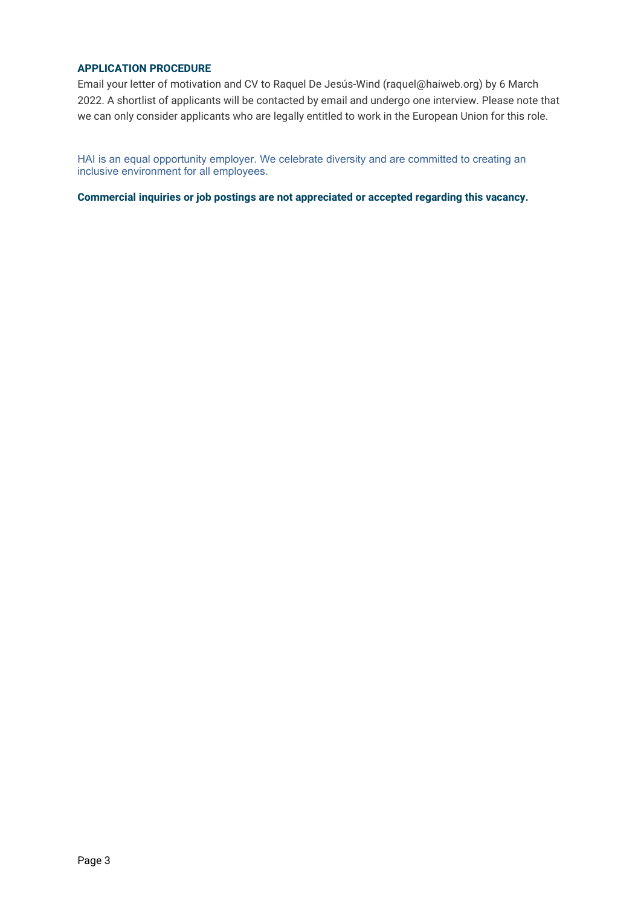### APPLICATION PROCEDURE

Email your letter of motivation and CV to Raquel De Jesús-Wind (raquel@haiweb.org) by 6 March 2022. A shortlist of applicants will be contacted by email and undergo one interview. Please note that we can only consider applicants who are legally entitled to work in the European Union for this role.

HAI is an equal opportunity employer. We celebrate diversity and are committed to creating an inclusive environment for all employees.

**Commercial inquiries or job postings are not appreciated or accepted regarding this vacancy.**